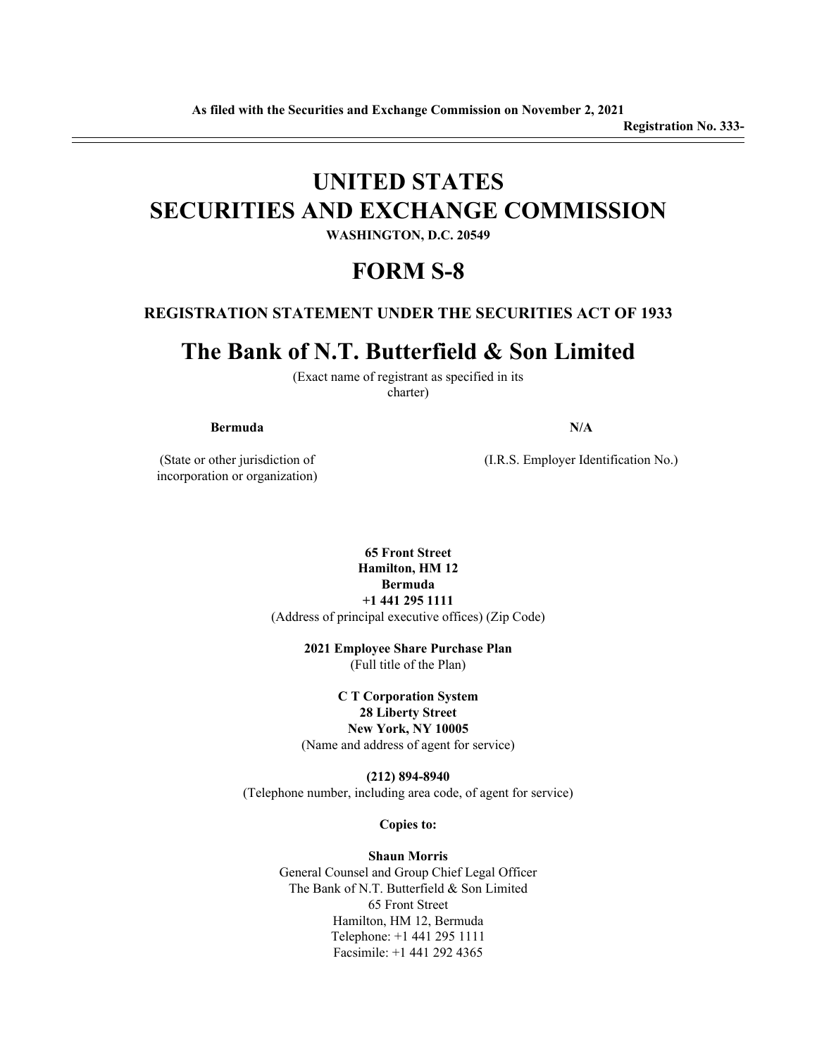**As filed with the Securities and Exchange Commission on November 2, 2021**

**Registration No. 333-**

# UNITED STATES
# SECURITIES AND EXCHANGE COMMISSION

**WASHINGTON, D.C. 20549**

# FORM S-8

### REGISTRATION STATEMENT UNDER THE SECURITIES ACT OF 1933

# The Bank of N.T. Butterfield & Son Limited

(Exact name of registrant as specified in its charter)

| **Bermuda** | **N/A** |
| --- | --- |
| (State or other jurisdiction of incorporation or organization) | (I.R.S. Employer Identification No.) |

**65 Front Street**
**Hamilton, HM 12**
**Bermuda**
**+1 441 295 1111**
(Address of principal executive offices) (Zip Code)

**2021 Employee Share Purchase Plan**
(Full title of the Plan)

**C T Corporation System**
**28 Liberty Street**
**New York, NY 10005**
(Name and address of agent for service)

**(212) 894-8940**
(Telephone number, including area code, of agent for service)

**Copies to:**

**Shaun Morris**
General Counsel and Group Chief Legal Officer
The Bank of N.T. Butterfield & Son Limited
65 Front Street
Hamilton, HM 12, Bermuda
Telephone: +1 441 295 1111
Facsimile: +1 441 292 4365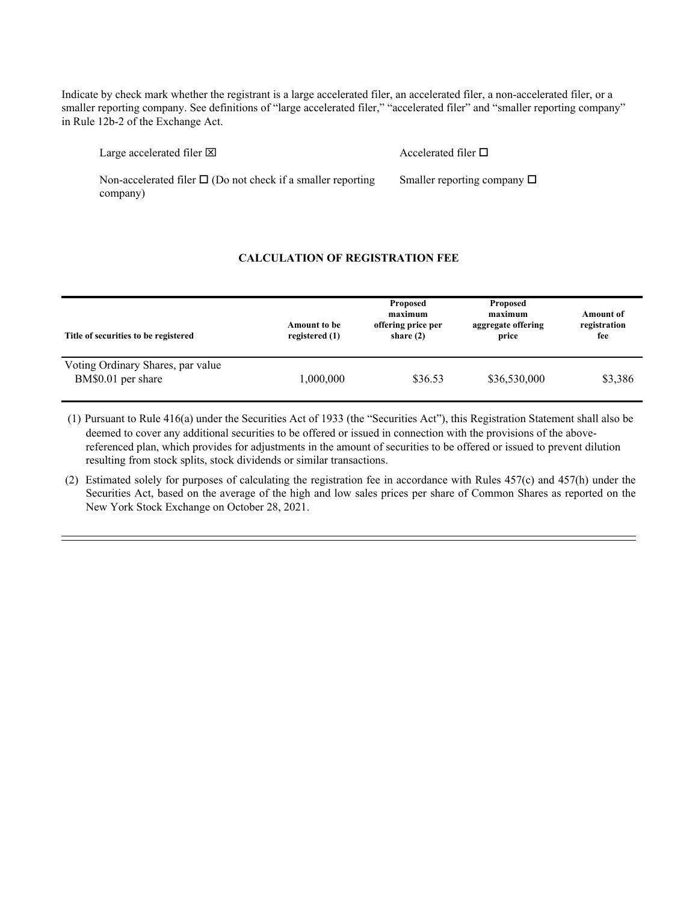Indicate by check mark whether the registrant is a large accelerated filer, an accelerated filer, a non-accelerated filer, or a smaller reporting company. See definitions of "large accelerated filer," "accelerated filer" and "smaller reporting company" in Rule 12b-2 of the Exchange Act.

| | |
|---|---|
| Large accelerated filer ☒ | Accelerated filer ☐ |
| Non-accelerated filer ☐ (Do not check if a smaller reporting company) | Smaller reporting company ☐ |

**CALCULATION OF REGISTRATION FEE**

| Title of securities to be registered | Amount to be registered (1) | Proposed maximum offering price per share (2) | Proposed maximum aggregate offering price | Amount of registration fee |
|---|---|---|---|---|
| Voting Ordinary Shares, par value BM$0.01 per share | 1,000,000 | $36.53 | $36,530,000 | $3,386 |

(1) Pursuant to Rule 416(a) under the Securities Act of 1933 (the "Securities Act"), this Registration Statement shall also be deemed to cover any additional securities to be offered or issued in connection with the provisions of the above-referenced plan, which provides for adjustments in the amount of securities to be offered or issued to prevent dilution resulting from stock splits, stock dividends or similar transactions.

(2) Estimated solely for purposes of calculating the registration fee in accordance with Rules 457(c) and 457(h) under the Securities Act, based on the average of the high and low sales prices per share of Common Shares as reported on the New York Stock Exchange on October 28, 2021.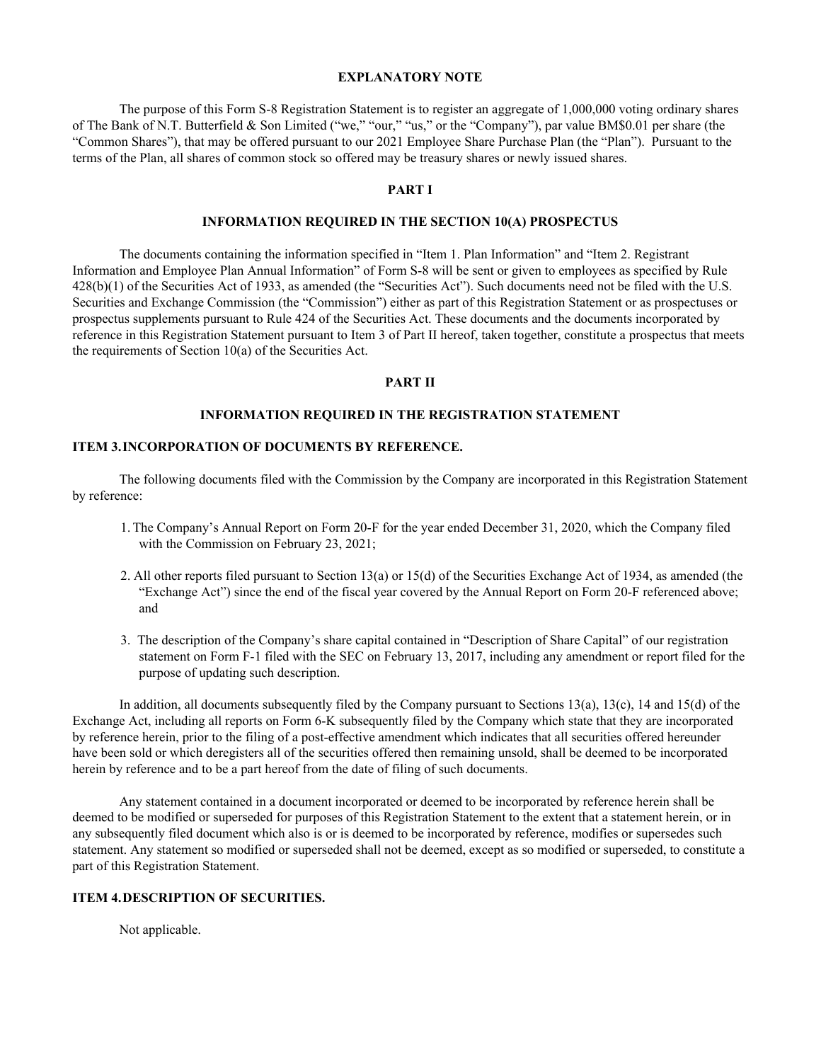## EXPLANATORY NOTE

The purpose of this Form S-8 Registration Statement is to register an aggregate of 1,000,000 voting ordinary shares of The Bank of N.T. Butterfield & Son Limited ("we," "our," "us," or the "Company"), par value BM$0.01 per share (the "Common Shares"), that may be offered pursuant to our 2021 Employee Share Purchase Plan (the "Plan"). Pursuant to the terms of the Plan, all shares of common stock so offered may be treasury shares or newly issued shares.

## PART I

## INFORMATION REQUIRED IN THE SECTION 10(A) PROSPECTUS

The documents containing the information specified in "Item 1. Plan Information" and "Item 2. Registrant Information and Employee Plan Annual Information" of Form S-8 will be sent or given to employees as specified by Rule 428(b)(1) of the Securities Act of 1933, as amended (the "Securities Act"). Such documents need not be filed with the U.S. Securities and Exchange Commission (the "Commission") either as part of this Registration Statement or as prospectuses or prospectus supplements pursuant to Rule 424 of the Securities Act. These documents and the documents incorporated by reference in this Registration Statement pursuant to Item 3 of Part II hereof, taken together, constitute a prospectus that meets the requirements of Section 10(a) of the Securities Act.

## PART II

## INFORMATION REQUIRED IN THE REGISTRATION STATEMENT

### ITEM 3. INCORPORATION OF DOCUMENTS BY REFERENCE.

The following documents filed with the Commission by the Company are incorporated in this Registration Statement by reference:

1. The Company's Annual Report on Form 20-F for the year ended December 31, 2020, which the Company filed with the Commission on February 23, 2021;

2. All other reports filed pursuant to Section 13(a) or 15(d) of the Securities Exchange Act of 1934, as amended (the "Exchange Act") since the end of the fiscal year covered by the Annual Report on Form 20-F referenced above; and

3. The description of the Company's share capital contained in "Description of Share Capital" of our registration statement on Form F-1 filed with the SEC on February 13, 2017, including any amendment or report filed for the purpose of updating such description.

In addition, all documents subsequently filed by the Company pursuant to Sections 13(a), 13(c), 14 and 15(d) of the Exchange Act, including all reports on Form 6-K subsequently filed by the Company which state that they are incorporated by reference herein, prior to the filing of a post-effective amendment which indicates that all securities offered hereunder have been sold or which deregisters all of the securities offered then remaining unsold, shall be deemed to be incorporated herein by reference and to be a part hereof from the date of filing of such documents.

Any statement contained in a document incorporated or deemed to be incorporated by reference herein shall be deemed to be modified or superseded for purposes of this Registration Statement to the extent that a statement herein, or in any subsequently filed document which also is or is deemed to be incorporated by reference, modifies or supersedes such statement. Any statement so modified or superseded shall not be deemed, except as so modified or superseded, to constitute a part of this Registration Statement.

### ITEM 4. DESCRIPTION OF SECURITIES.

Not applicable.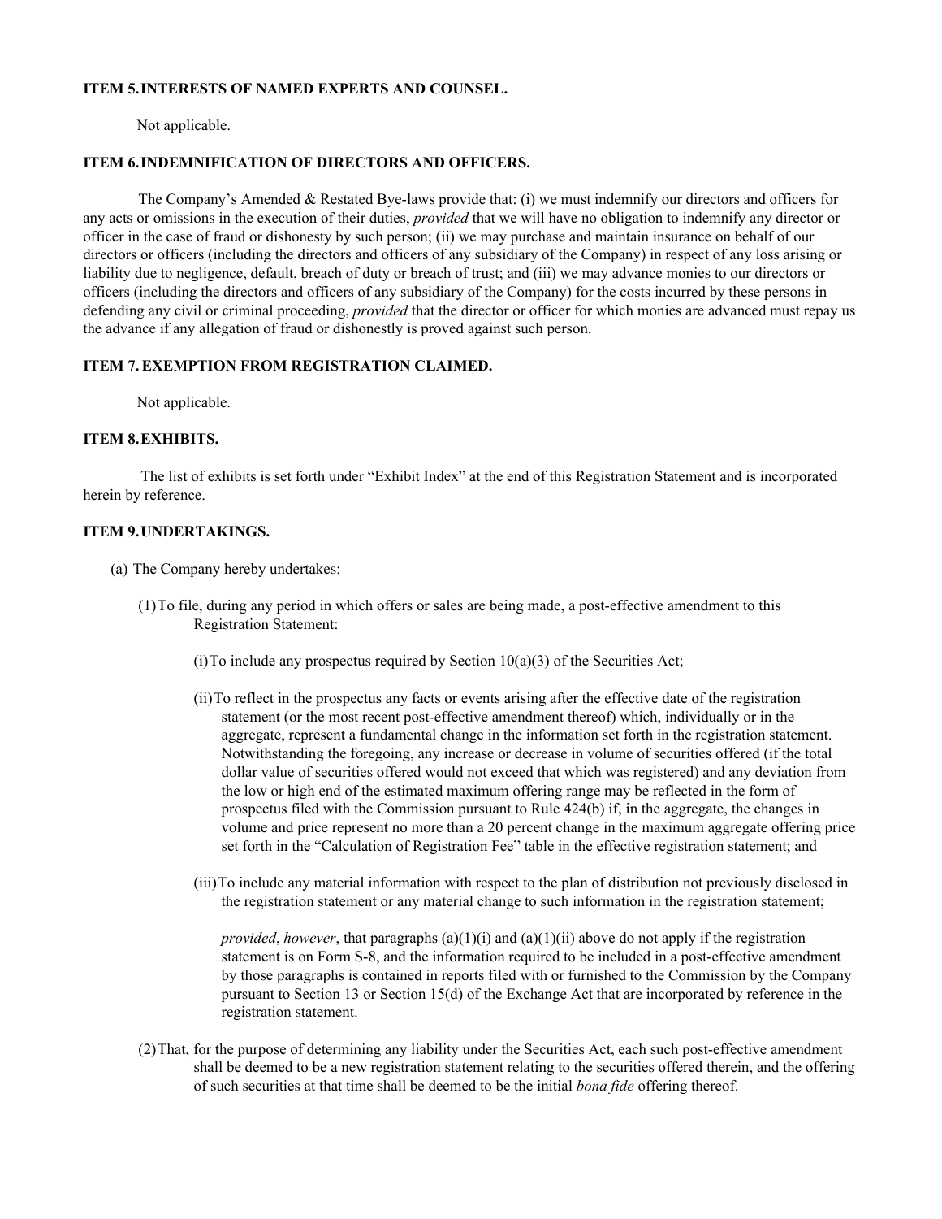**ITEM 5. INTERESTS OF NAMED EXPERTS AND COUNSEL.**

Not applicable.

**ITEM 6. INDEMNIFICATION OF DIRECTORS AND OFFICERS.**

The Company's Amended & Restated Bye-laws provide that: (i) we must indemnify our directors and officers for any acts or omissions in the execution of their duties, *provided* that we will have no obligation to indemnify any director or officer in the case of fraud or dishonesty by such person; (ii) we may purchase and maintain insurance on behalf of our directors or officers (including the directors and officers of any subsidiary of the Company) in respect of any loss arising or liability due to negligence, default, breach of duty or breach of trust; and (iii) we may advance monies to our directors or officers (including the directors and officers of any subsidiary of the Company) for the costs incurred by these persons in defending any civil or criminal proceeding, *provided* that the director or officer for which monies are advanced must repay us the advance if any allegation of fraud or dishonestly is proved against such person.

**ITEM 7. EXEMPTION FROM REGISTRATION CLAIMED.**

Not applicable.

**ITEM 8. EXHIBITS.**

The list of exhibits is set forth under "Exhibit Index" at the end of this Registration Statement and is incorporated herein by reference.

**ITEM 9. UNDERTAKINGS.**

(a) The Company hereby undertakes:

(1) To file, during any period in which offers or sales are being made, a post-effective amendment to this Registration Statement:

(i) To include any prospectus required by Section 10(a)(3) of the Securities Act;

(ii) To reflect in the prospectus any facts or events arising after the effective date of the registration statement (or the most recent post-effective amendment thereof) which, individually or in the aggregate, represent a fundamental change in the information set forth in the registration statement. Notwithstanding the foregoing, any increase or decrease in volume of securities offered (if the total dollar value of securities offered would not exceed that which was registered) and any deviation from the low or high end of the estimated maximum offering range may be reflected in the form of prospectus filed with the Commission pursuant to Rule 424(b) if, in the aggregate, the changes in volume and price represent no more than a 20 percent change in the maximum aggregate offering price set forth in the "Calculation of Registration Fee" table in the effective registration statement; and

(iii) To include any material information with respect to the plan of distribution not previously disclosed in the registration statement or any material change to such information in the registration statement;

*provided*, *however*, that paragraphs (a)(1)(i) and (a)(1)(ii) above do not apply if the registration statement is on Form S-8, and the information required to be included in a post-effective amendment by those paragraphs is contained in reports filed with or furnished to the Commission by the Company pursuant to Section 13 or Section 15(d) of the Exchange Act that are incorporated by reference in the registration statement.

(2) That, for the purpose of determining any liability under the Securities Act, each such post-effective amendment shall be deemed to be a new registration statement relating to the securities offered therein, and the offering of such securities at that time shall be deemed to be the initial *bona fide* offering thereof.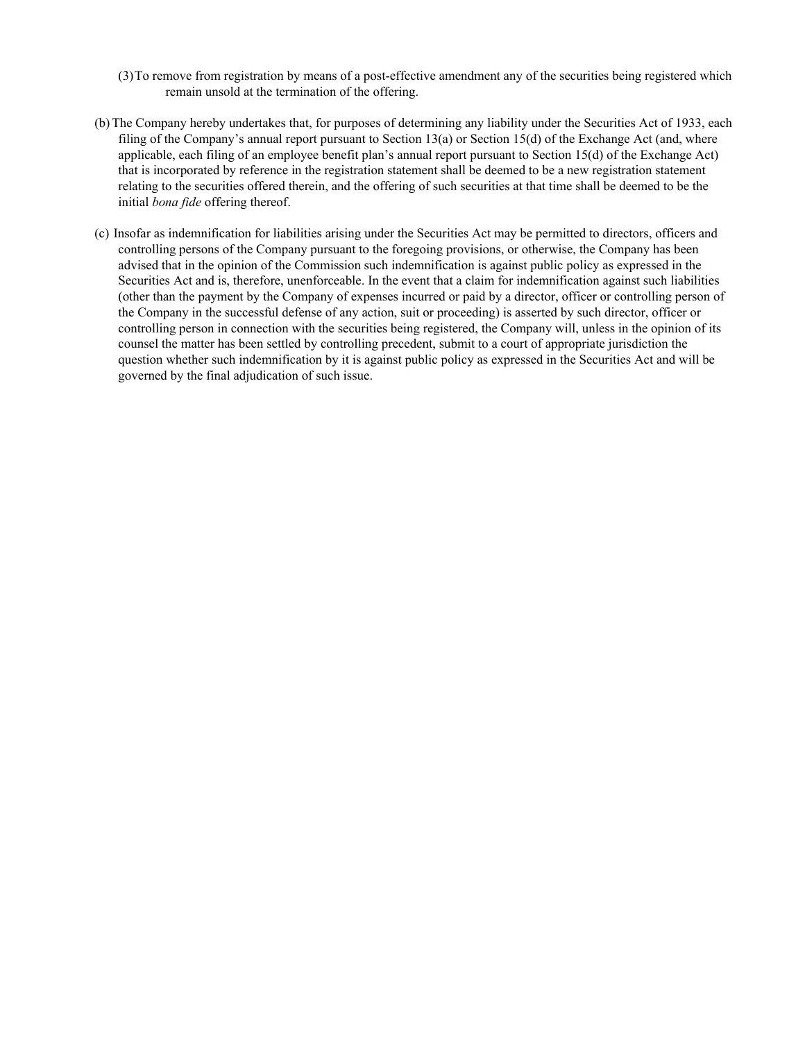(3) To remove from registration by means of a post-effective amendment any of the securities being registered which remain unsold at the termination of the offering.

(b) The Company hereby undertakes that, for purposes of determining any liability under the Securities Act of 1933, each filing of the Company's annual report pursuant to Section 13(a) or Section 15(d) of the Exchange Act (and, where applicable, each filing of an employee benefit plan's annual report pursuant to Section 15(d) of the Exchange Act) that is incorporated by reference in the registration statement shall be deemed to be a new registration statement relating to the securities offered therein, and the offering of such securities at that time shall be deemed to be the initial *bona fide* offering thereof.

(c) Insofar as indemnification for liabilities arising under the Securities Act may be permitted to directors, officers and controlling persons of the Company pursuant to the foregoing provisions, or otherwise, the Company has been advised that in the opinion of the Commission such indemnification is against public policy as expressed in the Securities Act and is, therefore, unenforceable. In the event that a claim for indemnification against such liabilities (other than the payment by the Company of expenses incurred or paid by a director, officer or controlling person of the Company in the successful defense of any action, suit or proceeding) is asserted by such director, officer or controlling person in connection with the securities being registered, the Company will, unless in the opinion of its counsel the matter has been settled by controlling precedent, submit to a court of appropriate jurisdiction the question whether such indemnification by it is against public policy as expressed in the Securities Act and will be governed by the final adjudication of such issue.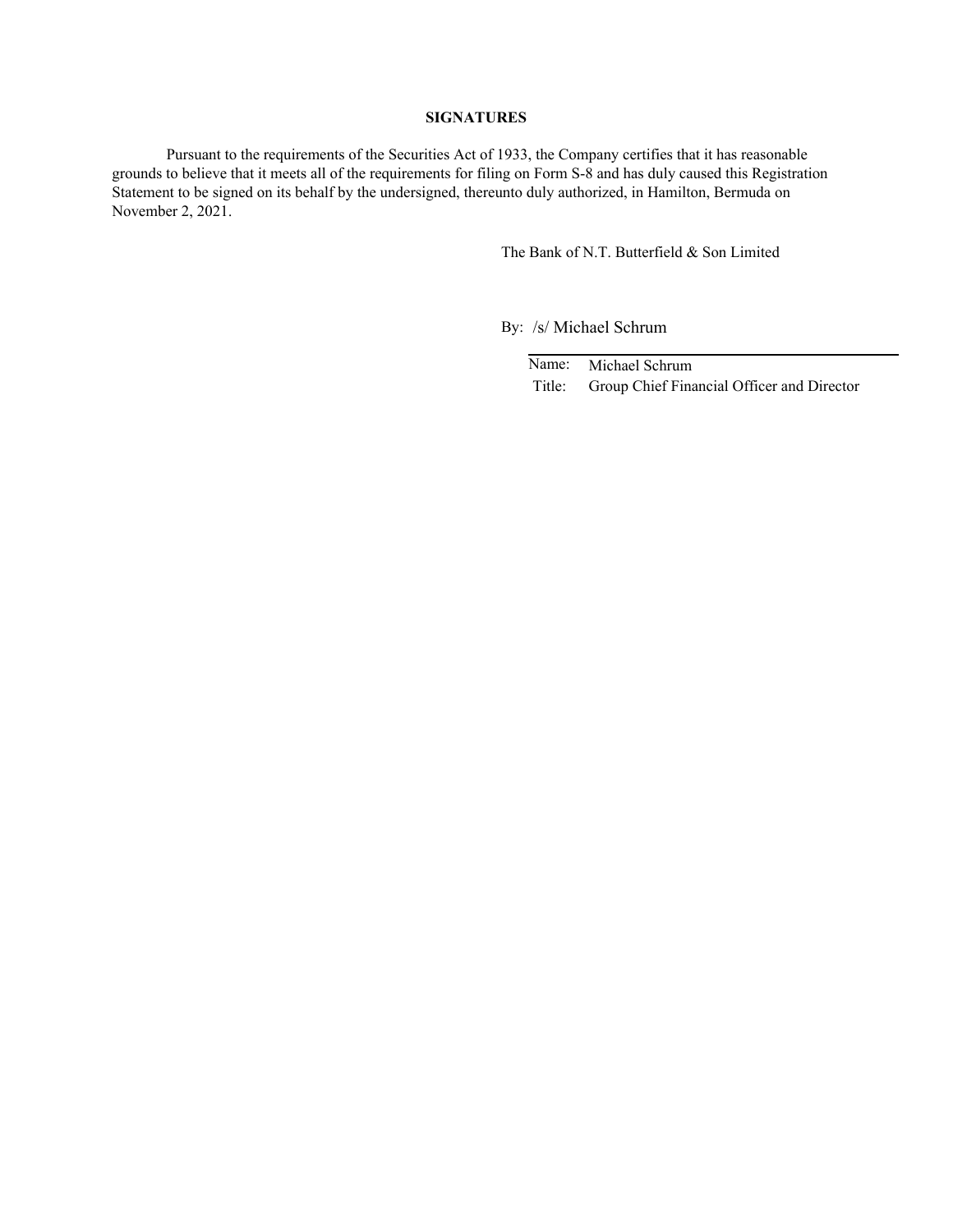## SIGNATURES

Pursuant to the requirements of the Securities Act of 1933, the Company certifies that it has reasonable grounds to believe that it meets all of the requirements for filing on Form S-8 and has duly caused this Registration Statement to be signed on its behalf by the undersigned, thereunto duly authorized, in Hamilton, Bermuda on November 2, 2021.

The Bank of N.T. Butterfield & Son Limited

By: /s/ Michael Schrum

Name: Michael Schrum
Title: Group Chief Financial Officer and Director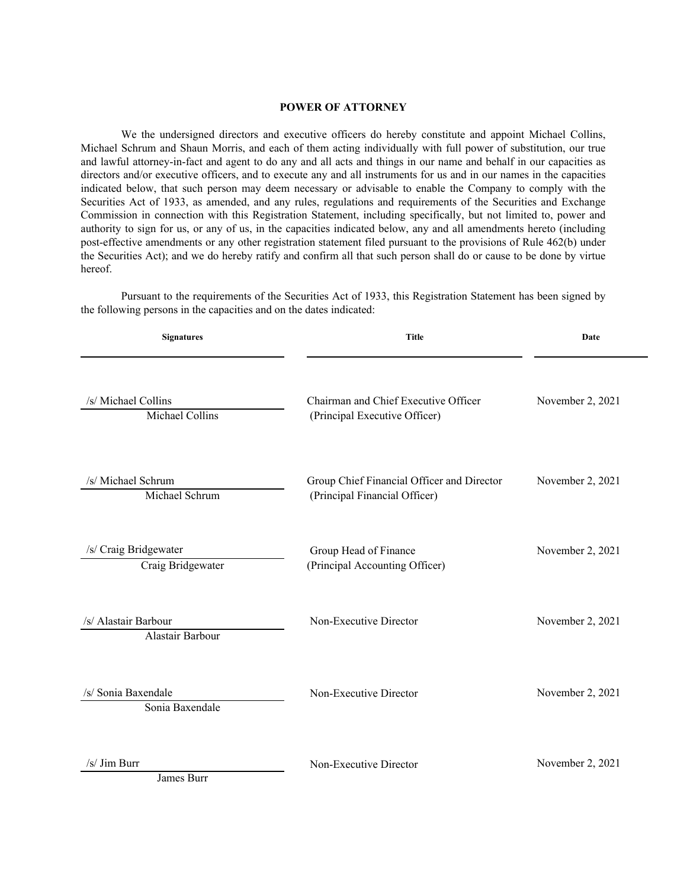**POWER OF ATTORNEY**

We the undersigned directors and executive officers do hereby constitute and appoint Michael Collins, Michael Schrum and Shaun Morris, and each of them acting individually with full power of substitution, our true and lawful attorney-in-fact and agent to do any and all acts and things in our name and behalf in our capacities as directors and/or executive officers, and to execute any and all instruments for us and in our names in the capacities indicated below, that such person may deem necessary or advisable to enable the Company to comply with the Securities Act of 1933, as amended, and any rules, regulations and requirements of the Securities and Exchange Commission in connection with this Registration Statement, including specifically, but not limited to, power and authority to sign for us, or any of us, in the capacities indicated below, any and all amendments hereto (including post-effective amendments or any other registration statement filed pursuant to the provisions of Rule 462(b) under the Securities Act); and we do hereby ratify and confirm all that such person shall do or cause to be done by virtue hereof.

Pursuant to the requirements of the Securities Act of 1933, this Registration Statement has been signed by the following persons in the capacities and on the dates indicated:

| Signatures | Title | Date |
|---|---|---|
| /s/ Michael Collins<br>Michael Collins | Chairman and Chief Executive Officer<br>(Principal Executive Officer) | November 2, 2021 |
| /s/ Michael Schrum<br>Michael Schrum | Group Chief Financial Officer and Director<br>(Principal Financial Officer) | November 2, 2021 |
| /s/ Craig Bridgewater<br>Craig Bridgewater | Group Head of Finance<br>(Principal Accounting Officer) | November 2, 2021 |
| /s/ Alastair Barbour<br>Alastair Barbour | Non-Executive Director | November 2, 2021 |
| /s/ Sonia Baxendale<br>Sonia Baxendale | Non-Executive Director | November 2, 2021 |
| /s/ Jim Burr<br>James Burr | Non-Executive Director | November 2, 2021 |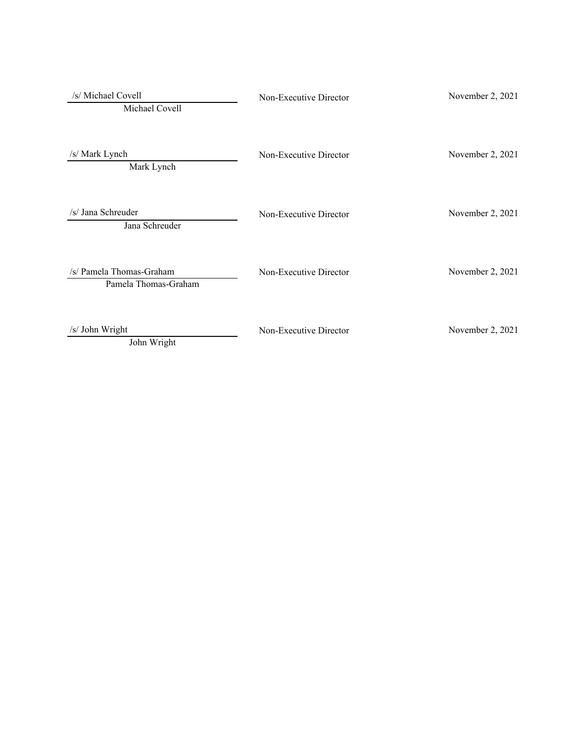| | | |
|---|---|---|
| /s/ Michael Covell<br>Michael Covell | Non-Executive Director | November 2, 2021 |
| /s/ Mark Lynch<br>Mark Lynch | Non-Executive Director | November 2, 2021 |
| /s/ Jana Schreuder<br>Jana Schreuder | Non-Executive Director | November 2, 2021 |
| /s/ Pamela Thomas-Graham<br>Pamela Thomas-Graham | Non-Executive Director | November 2, 2021 |
| /s/ John Wright<br>John Wright | Non-Executive Director | November 2, 2021 |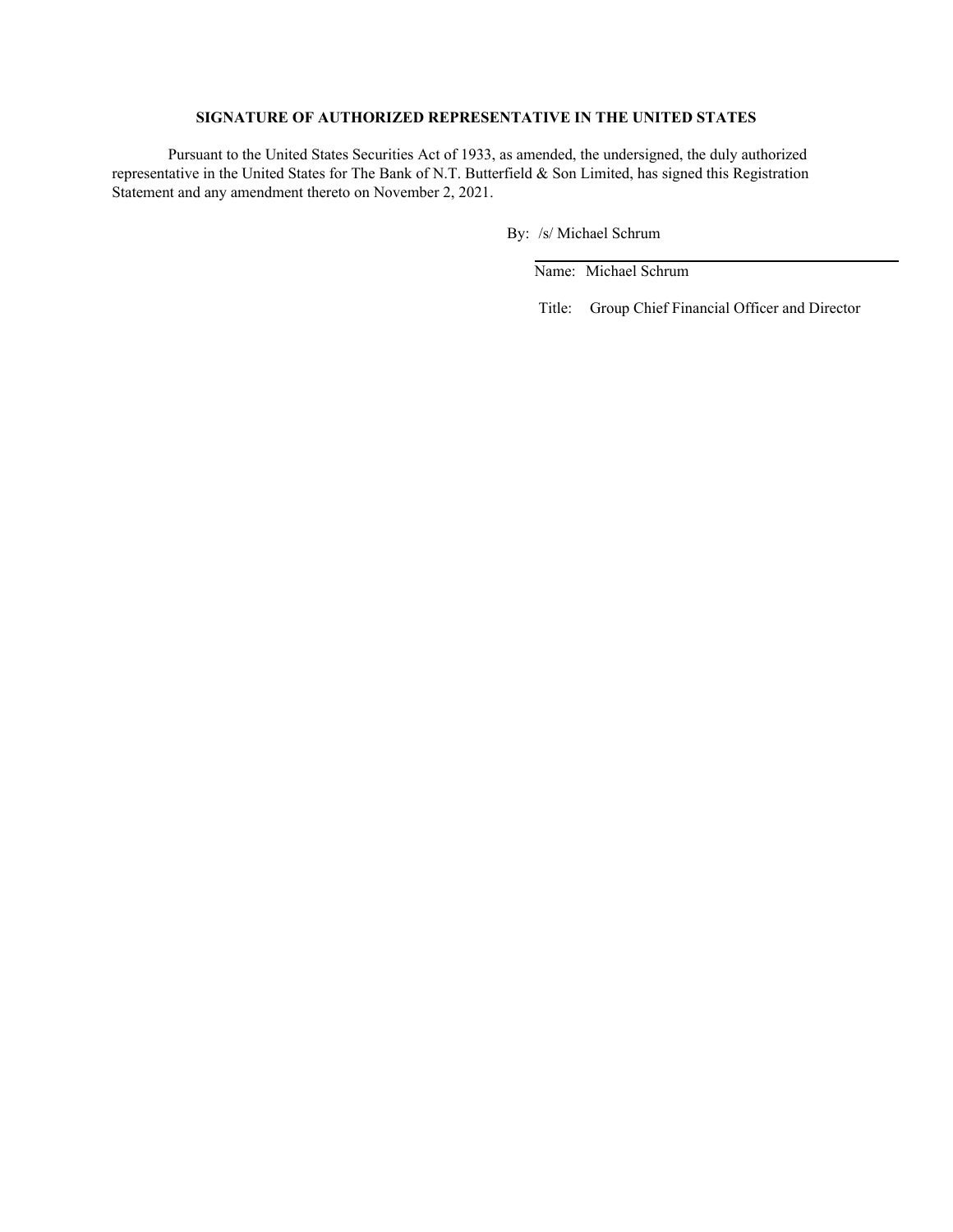**SIGNATURE OF AUTHORIZED REPRESENTATIVE IN THE UNITED STATES**

Pursuant to the United States Securities Act of 1933, as amended, the undersigned, the duly authorized representative in the United States for The Bank of N.T. Butterfield & Son Limited, has signed this Registration Statement and any amendment thereto on November 2, 2021.

By: /s/ Michael Schrum

Name: Michael Schrum

Title: Group Chief Financial Officer and Director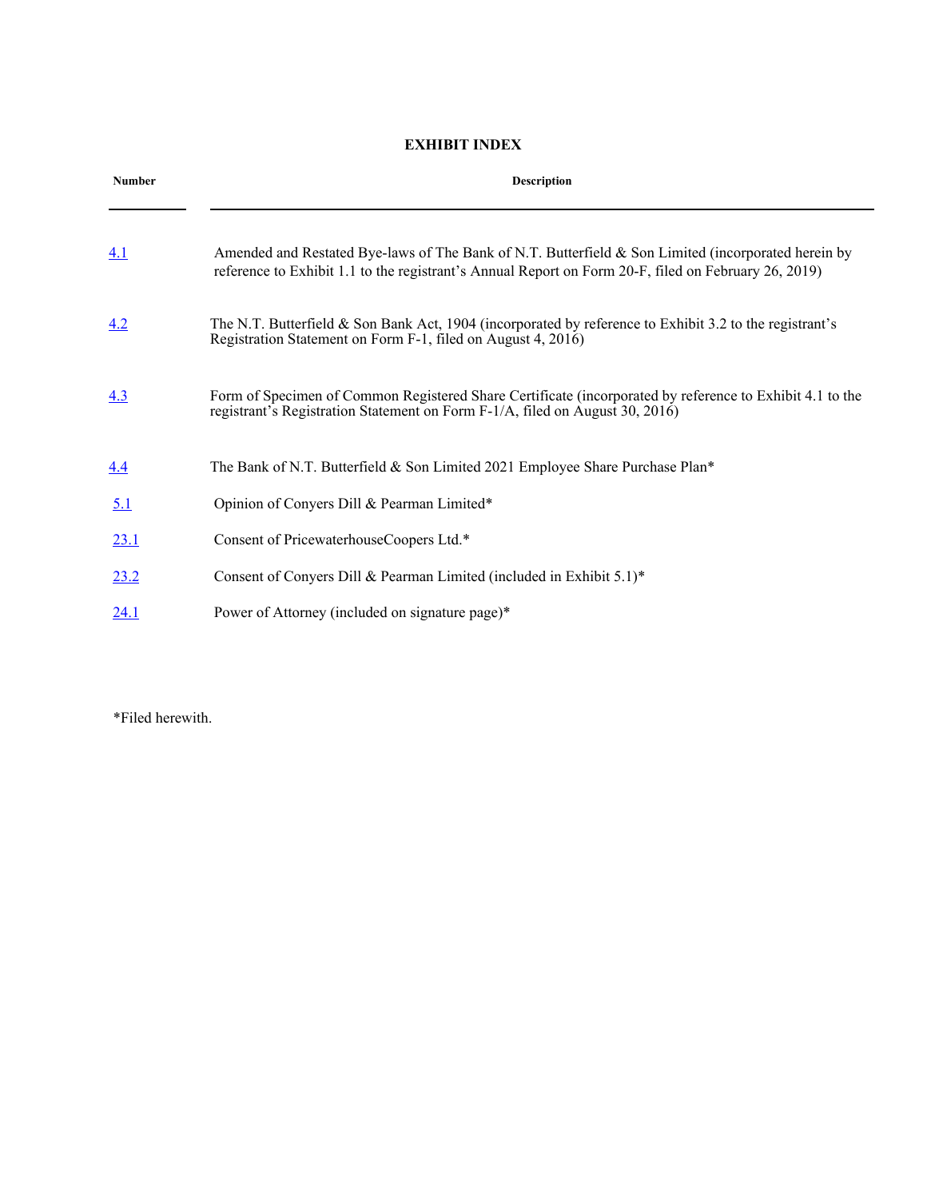## EXHIBIT INDEX

| Number | Description |
|---|---|
| 4.1 | Amended and Restated Bye-laws of The Bank of N.T. Butterfield & Son Limited (incorporated herein by reference to Exhibit 1.1 to the registrant's Annual Report on Form 20-F, filed on February 26, 2019) |
| 4.2 | The N.T. Butterfield & Son Bank Act, 1904 (incorporated by reference to Exhibit 3.2 to the registrant's Registration Statement on Form F-1, filed on August 4, 2016) |
| 4.3 | Form of Specimen of Common Registered Share Certificate (incorporated by reference to Exhibit 4.1 to the registrant's Registration Statement on Form F-1/A, filed on August 30, 2016) |
| 4.4 | The Bank of N.T. Butterfield & Son Limited 2021 Employee Share Purchase Plan* |
| 5.1 | Opinion of Conyers Dill & Pearman Limited* |
| 23.1 | Consent of PricewaterhouseCoopers Ltd.* |
| 23.2 | Consent of Conyers Dill & Pearman Limited (included in Exhibit 5.1)* |
| 24.1 | Power of Attorney (included on signature page)* |

*Filed herewith.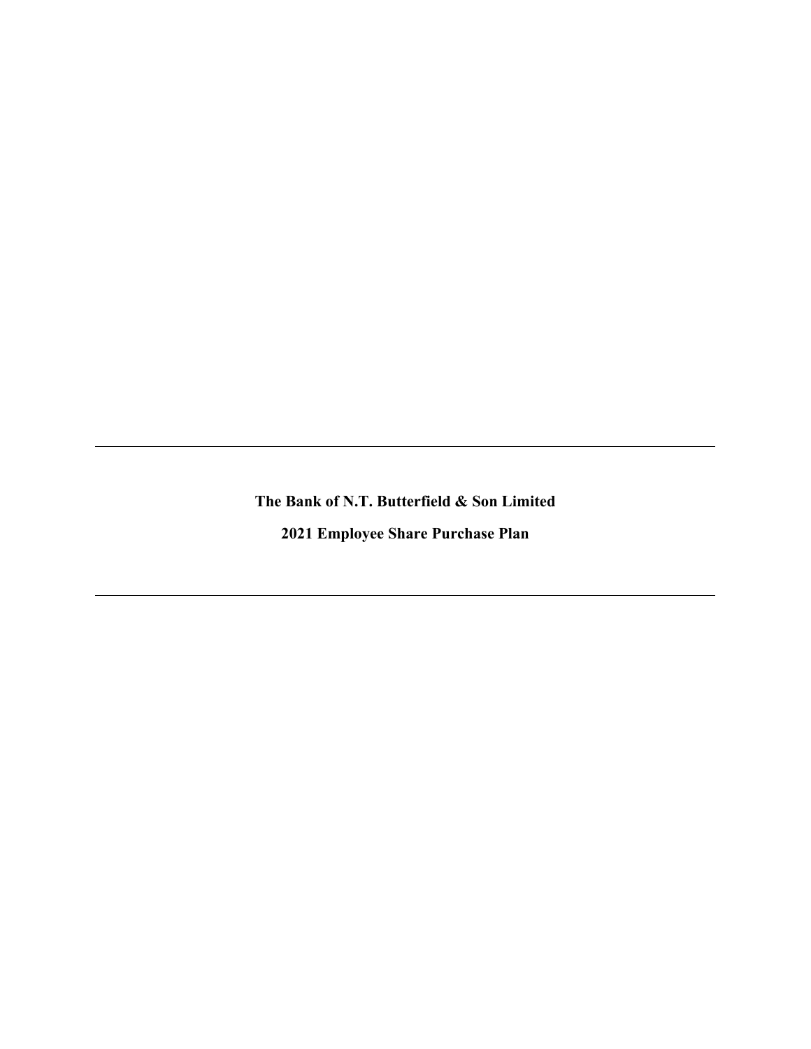---

**The Bank of N.T. Butterfield & Son Limited**

**2021 Employee Share Purchase Plan**

---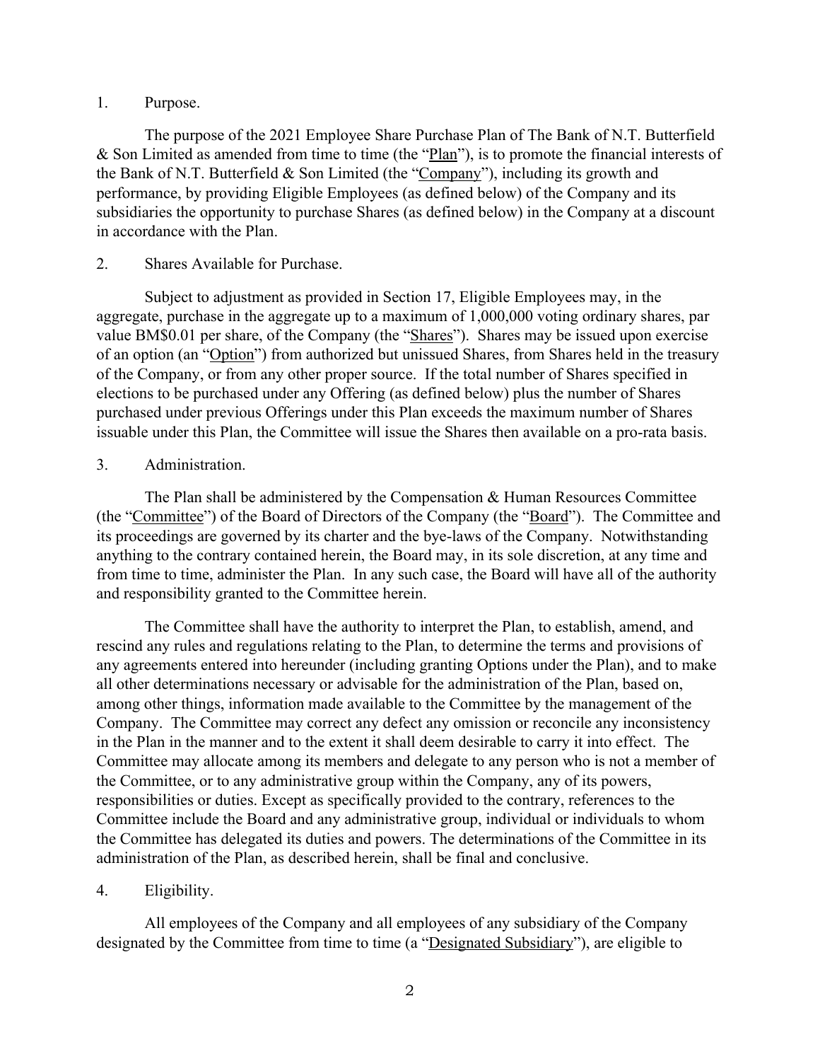1. Purpose.

The purpose of the 2021 Employee Share Purchase Plan of The Bank of N.T. Butterfield & Son Limited as amended from time to time (the "Plan"), is to promote the financial interests of the Bank of N.T. Butterfield & Son Limited (the "Company"), including its growth and performance, by providing Eligible Employees (as defined below) of the Company and its subsidiaries the opportunity to purchase Shares (as defined below) in the Company at a discount in accordance with the Plan.

2. Shares Available for Purchase.

Subject to adjustment as provided in Section 17, Eligible Employees may, in the aggregate, purchase in the aggregate up to a maximum of 1,000,000 voting ordinary shares, par value BM$0.01 per share, of the Company (the "Shares"). Shares may be issued upon exercise of an option (an "Option") from authorized but unissued Shares, from Shares held in the treasury of the Company, or from any other proper source. If the total number of Shares specified in elections to be purchased under any Offering (as defined below) plus the number of Shares purchased under previous Offerings under this Plan exceeds the maximum number of Shares issuable under this Plan, the Committee will issue the Shares then available on a pro-rata basis.

3. Administration.

The Plan shall be administered by the Compensation & Human Resources Committee (the "Committee") of the Board of Directors of the Company (the "Board"). The Committee and its proceedings are governed by its charter and the bye-laws of the Company. Notwithstanding anything to the contrary contained herein, the Board may, in its sole discretion, at any time and from time to time, administer the Plan. In any such case, the Board will have all of the authority and responsibility granted to the Committee herein.

The Committee shall have the authority to interpret the Plan, to establish, amend, and rescind any rules and regulations relating to the Plan, to determine the terms and provisions of any agreements entered into hereunder (including granting Options under the Plan), and to make all other determinations necessary or advisable for the administration of the Plan, based on, among other things, information made available to the Committee by the management of the Company. The Committee may correct any defect any omission or reconcile any inconsistency in the Plan in the manner and to the extent it shall deem desirable to carry it into effect. The Committee may allocate among its members and delegate to any person who is not a member of the Committee, or to any administrative group within the Company, any of its powers, responsibilities or duties. Except as specifically provided to the contrary, references to the Committee include the Board and any administrative group, individual or individuals to whom the Committee has delegated its duties and powers. The determinations of the Committee in its administration of the Plan, as described herein, shall be final and conclusive.

4. Eligibility.

All employees of the Company and all employees of any subsidiary of the Company designated by the Committee from time to time (a "Designated Subsidiary"), are eligible to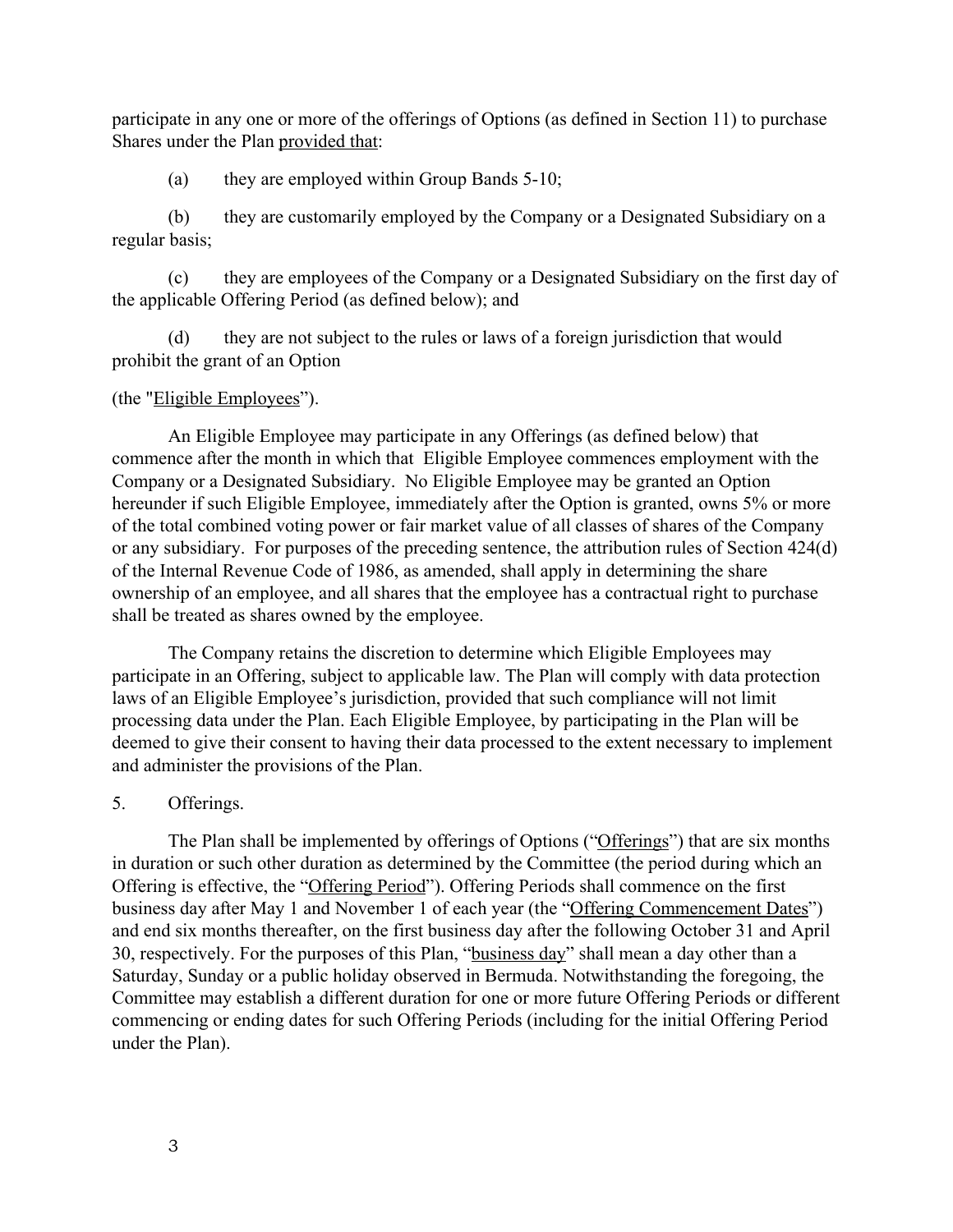participate in any one or more of the offerings of Options (as defined in Section 11) to purchase Shares under the Plan provided that:

(a) they are employed within Group Bands 5-10;

(b) they are customarily employed by the Company or a Designated Subsidiary on a regular basis;

(c) they are employees of the Company or a Designated Subsidiary on the first day of the applicable Offering Period (as defined below); and

(d) they are not subject to the rules or laws of a foreign jurisdiction that would prohibit the grant of an Option

(the "Eligible Employees").

An Eligible Employee may participate in any Offerings (as defined below) that commence after the month in which that Eligible Employee commences employment with the Company or a Designated Subsidiary. No Eligible Employee may be granted an Option hereunder if such Eligible Employee, immediately after the Option is granted, owns 5% or more of the total combined voting power or fair market value of all classes of shares of the Company or any subsidiary. For purposes of the preceding sentence, the attribution rules of Section 424(d) of the Internal Revenue Code of 1986, as amended, shall apply in determining the share ownership of an employee, and all shares that the employee has a contractual right to purchase shall be treated as shares owned by the employee.

The Company retains the discretion to determine which Eligible Employees may participate in an Offering, subject to applicable law. The Plan will comply with data protection laws of an Eligible Employee's jurisdiction, provided that such compliance will not limit processing data under the Plan. Each Eligible Employee, by participating in the Plan will be deemed to give their consent to having their data processed to the extent necessary to implement and administer the provisions of the Plan.

5. Offerings.

The Plan shall be implemented by offerings of Options ("Offerings") that are six months in duration or such other duration as determined by the Committee (the period during which an Offering is effective, the "Offering Period"). Offering Periods shall commence on the first business day after May 1 and November 1 of each year (the "Offering Commencement Dates") and end six months thereafter, on the first business day after the following October 31 and April 30, respectively. For the purposes of this Plan, "business day" shall mean a day other than a Saturday, Sunday or a public holiday observed in Bermuda. Notwithstanding the foregoing, the Committee may establish a different duration for one or more future Offering Periods or different commencing or ending dates for such Offering Periods (including for the initial Offering Period under the Plan).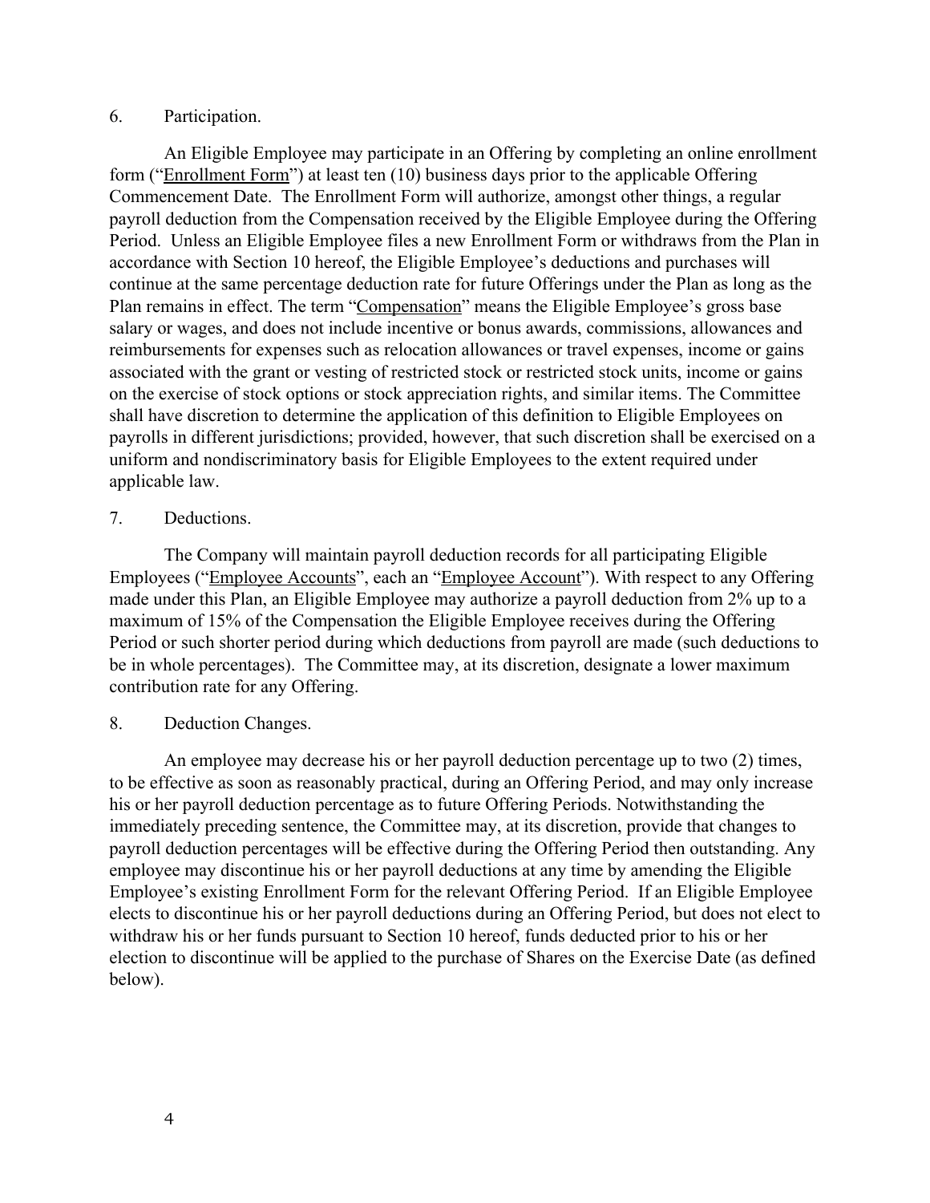6. Participation.

An Eligible Employee may participate in an Offering by completing an online enrollment form ("Enrollment Form") at least ten (10) business days prior to the applicable Offering Commencement Date. The Enrollment Form will authorize, amongst other things, a regular payroll deduction from the Compensation received by the Eligible Employee during the Offering Period. Unless an Eligible Employee files a new Enrollment Form or withdraws from the Plan in accordance with Section 10 hereof, the Eligible Employee's deductions and purchases will continue at the same percentage deduction rate for future Offerings under the Plan as long as the Plan remains in effect. The term "Compensation" means the Eligible Employee's gross base salary or wages, and does not include incentive or bonus awards, commissions, allowances and reimbursements for expenses such as relocation allowances or travel expenses, income or gains associated with the grant or vesting of restricted stock or restricted stock units, income or gains on the exercise of stock options or stock appreciation rights, and similar items. The Committee shall have discretion to determine the application of this definition to Eligible Employees on payrolls in different jurisdictions; provided, however, that such discretion shall be exercised on a uniform and nondiscriminatory basis for Eligible Employees to the extent required under applicable law.

7. Deductions.

The Company will maintain payroll deduction records for all participating Eligible Employees ("Employee Accounts", each an "Employee Account"). With respect to any Offering made under this Plan, an Eligible Employee may authorize a payroll deduction from 2% up to a maximum of 15% of the Compensation the Eligible Employee receives during the Offering Period or such shorter period during which deductions from payroll are made (such deductions to be in whole percentages). The Committee may, at its discretion, designate a lower maximum contribution rate for any Offering.

8. Deduction Changes.

An employee may decrease his or her payroll deduction percentage up to two (2) times, to be effective as soon as reasonably practical, during an Offering Period, and may only increase his or her payroll deduction percentage as to future Offering Periods. Notwithstanding the immediately preceding sentence, the Committee may, at its discretion, provide that changes to payroll deduction percentages will be effective during the Offering Period then outstanding. Any employee may discontinue his or her payroll deductions at any time by amending the Eligible Employee's existing Enrollment Form for the relevant Offering Period. If an Eligible Employee elects to discontinue his or her payroll deductions during an Offering Period, but does not elect to withdraw his or her funds pursuant to Section 10 hereof, funds deducted prior to his or her election to discontinue will be applied to the purchase of Shares on the Exercise Date (as defined below).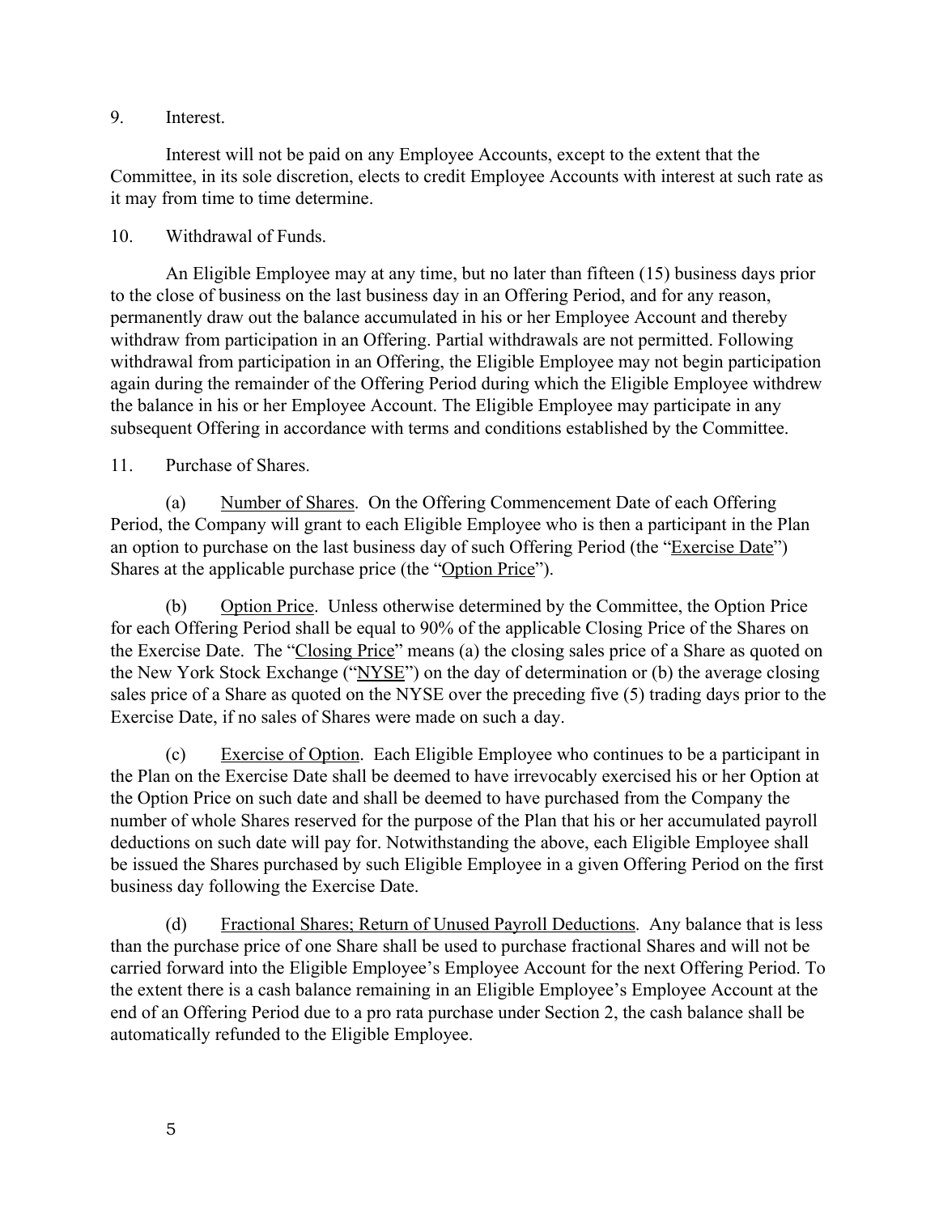9. Interest.

Interest will not be paid on any Employee Accounts, except to the extent that the Committee, in its sole discretion, elects to credit Employee Accounts with interest at such rate as it may from time to time determine.

10. Withdrawal of Funds.

An Eligible Employee may at any time, but no later than fifteen (15) business days prior to the close of business on the last business day in an Offering Period, and for any reason, permanently draw out the balance accumulated in his or her Employee Account and thereby withdraw from participation in an Offering. Partial withdrawals are not permitted. Following withdrawal from participation in an Offering, the Eligible Employee may not begin participation again during the remainder of the Offering Period during which the Eligible Employee withdrew the balance in his or her Employee Account. The Eligible Employee may participate in any subsequent Offering in accordance with terms and conditions established by the Committee.

11. Purchase of Shares.

(a) Number of Shares. On the Offering Commencement Date of each Offering Period, the Company will grant to each Eligible Employee who is then a participant in the Plan an option to purchase on the last business day of such Offering Period (the "Exercise Date") Shares at the applicable purchase price (the "Option Price").

(b) Option Price. Unless otherwise determined by the Committee, the Option Price for each Offering Period shall be equal to 90% of the applicable Closing Price of the Shares on the Exercise Date. The "Closing Price" means (a) the closing sales price of a Share as quoted on the New York Stock Exchange ("NYSE") on the day of determination or (b) the average closing sales price of a Share as quoted on the NYSE over the preceding five (5) trading days prior to the Exercise Date, if no sales of Shares were made on such a day.

(c) Exercise of Option. Each Eligible Employee who continues to be a participant in the Plan on the Exercise Date shall be deemed to have irrevocably exercised his or her Option at the Option Price on such date and shall be deemed to have purchased from the Company the number of whole Shares reserved for the purpose of the Plan that his or her accumulated payroll deductions on such date will pay for. Notwithstanding the above, each Eligible Employee shall be issued the Shares purchased by such Eligible Employee in a given Offering Period on the first business day following the Exercise Date.

(d) Fractional Shares; Return of Unused Payroll Deductions. Any balance that is less than the purchase price of one Share shall be used to purchase fractional Shares and will not be carried forward into the Eligible Employee's Employee Account for the next Offering Period. To the extent there is a cash balance remaining in an Eligible Employee's Employee Account at the end of an Offering Period due to a pro rata purchase under Section 2, the cash balance shall be automatically refunded to the Eligible Employee.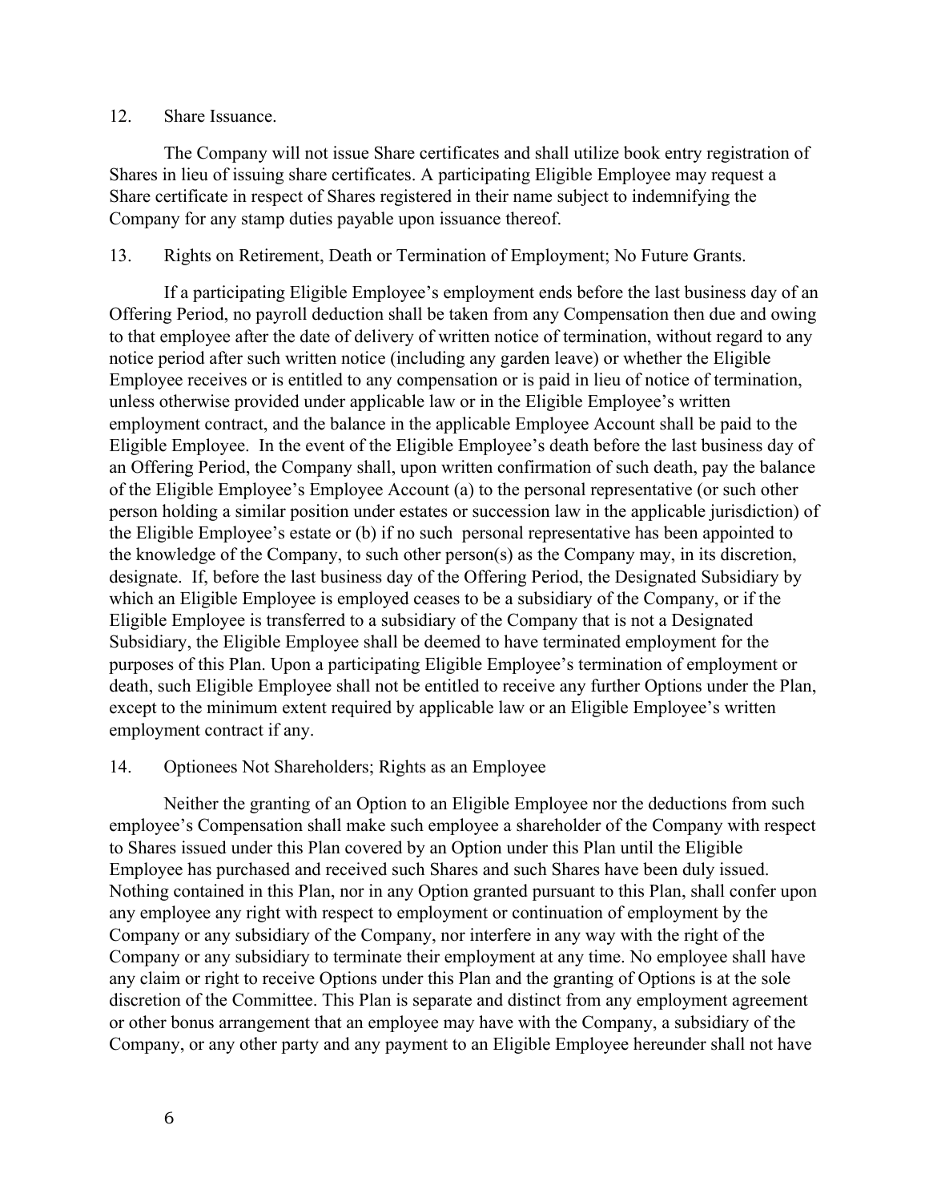12. Share Issuance.

The Company will not issue Share certificates and shall utilize book entry registration of Shares in lieu of issuing share certificates. A participating Eligible Employee may request a Share certificate in respect of Shares registered in their name subject to indemnifying the Company for any stamp duties payable upon issuance thereof.

13. Rights on Retirement, Death or Termination of Employment; No Future Grants.

If a participating Eligible Employee's employment ends before the last business day of an Offering Period, no payroll deduction shall be taken from any Compensation then due and owing to that employee after the date of delivery of written notice of termination, without regard to any notice period after such written notice (including any garden leave) or whether the Eligible Employee receives or is entitled to any compensation or is paid in lieu of notice of termination, unless otherwise provided under applicable law or in the Eligible Employee's written employment contract, and the balance in the applicable Employee Account shall be paid to the Eligible Employee. In the event of the Eligible Employee's death before the last business day of an Offering Period, the Company shall, upon written confirmation of such death, pay the balance of the Eligible Employee's Employee Account (a) to the personal representative (or such other person holding a similar position under estates or succession law in the applicable jurisdiction) of the Eligible Employee's estate or (b) if no such personal representative has been appointed to the knowledge of the Company, to such other person(s) as the Company may, in its discretion, designate. If, before the last business day of the Offering Period, the Designated Subsidiary by which an Eligible Employee is employed ceases to be a subsidiary of the Company, or if the Eligible Employee is transferred to a subsidiary of the Company that is not a Designated Subsidiary, the Eligible Employee shall be deemed to have terminated employment for the purposes of this Plan. Upon a participating Eligible Employee's termination of employment or death, such Eligible Employee shall not be entitled to receive any further Options under the Plan, except to the minimum extent required by applicable law or an Eligible Employee's written employment contract if any.

14. Optionees Not Shareholders; Rights as an Employee

Neither the granting of an Option to an Eligible Employee nor the deductions from such employee's Compensation shall make such employee a shareholder of the Company with respect to Shares issued under this Plan covered by an Option under this Plan until the Eligible Employee has purchased and received such Shares and such Shares have been duly issued. Nothing contained in this Plan, nor in any Option granted pursuant to this Plan, shall confer upon any employee any right with respect to employment or continuation of employment by the Company or any subsidiary of the Company, nor interfere in any way with the right of the Company or any subsidiary to terminate their employment at any time. No employee shall have any claim or right to receive Options under this Plan and the granting of Options is at the sole discretion of the Committee. This Plan is separate and distinct from any employment agreement or other bonus arrangement that an employee may have with the Company, a subsidiary of the Company, or any other party and any payment to an Eligible Employee hereunder shall not have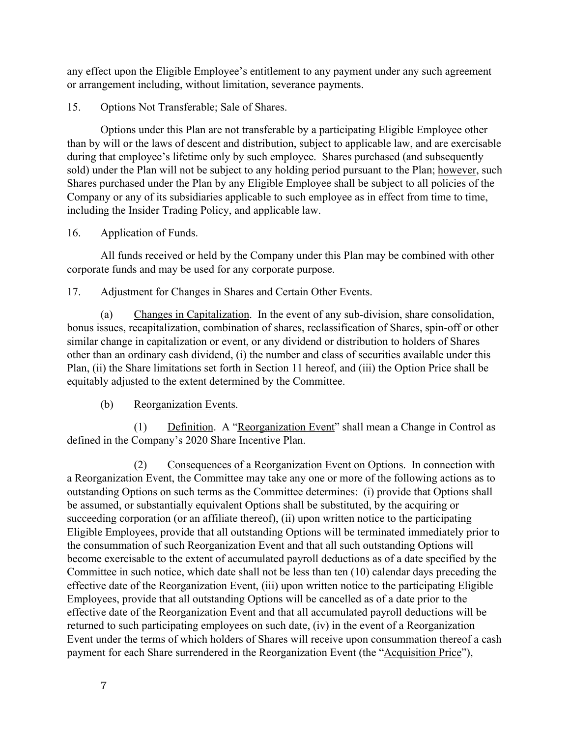any effect upon the Eligible Employee's entitlement to any payment under any such agreement or arrangement including, without limitation, severance payments.

15. Options Not Transferable; Sale of Shares.

Options under this Plan are not transferable by a participating Eligible Employee other than by will or the laws of descent and distribution, subject to applicable law, and are exercisable during that employee's lifetime only by such employee. Shares purchased (and subsequently sold) under the Plan will not be subject to any holding period pursuant to the Plan; however, such Shares purchased under the Plan by any Eligible Employee shall be subject to all policies of the Company or any of its subsidiaries applicable to such employee as in effect from time to time, including the Insider Trading Policy, and applicable law.

16. Application of Funds.

All funds received or held by the Company under this Plan may be combined with other corporate funds and may be used for any corporate purpose.

17. Adjustment for Changes in Shares and Certain Other Events.

(a) Changes in Capitalization. In the event of any sub-division, share consolidation, bonus issues, recapitalization, combination of shares, reclassification of Shares, spin-off or other similar change in capitalization or event, or any dividend or distribution to holders of Shares other than an ordinary cash dividend, (i) the number and class of securities available under this Plan, (ii) the Share limitations set forth in Section 11 hereof, and (iii) the Option Price shall be equitably adjusted to the extent determined by the Committee.

(b) Reorganization Events.

(1) Definition. A "Reorganization Event" shall mean a Change in Control as defined in the Company's 2020 Share Incentive Plan.

(2) Consequences of a Reorganization Event on Options. In connection with a Reorganization Event, the Committee may take any one or more of the following actions as to outstanding Options on such terms as the Committee determines: (i) provide that Options shall be assumed, or substantially equivalent Options shall be substituted, by the acquiring or succeeding corporation (or an affiliate thereof), (ii) upon written notice to the participating Eligible Employees, provide that all outstanding Options will be terminated immediately prior to the consummation of such Reorganization Event and that all such outstanding Options will become exercisable to the extent of accumulated payroll deductions as of a date specified by the Committee in such notice, which date shall not be less than ten (10) calendar days preceding the effective date of the Reorganization Event, (iii) upon written notice to the participating Eligible Employees, provide that all outstanding Options will be cancelled as of a date prior to the effective date of the Reorganization Event and that all accumulated payroll deductions will be returned to such participating employees on such date, (iv) in the event of a Reorganization Event under the terms of which holders of Shares will receive upon consummation thereof a cash payment for each Share surrendered in the Reorganization Event (the "Acquisition Price"),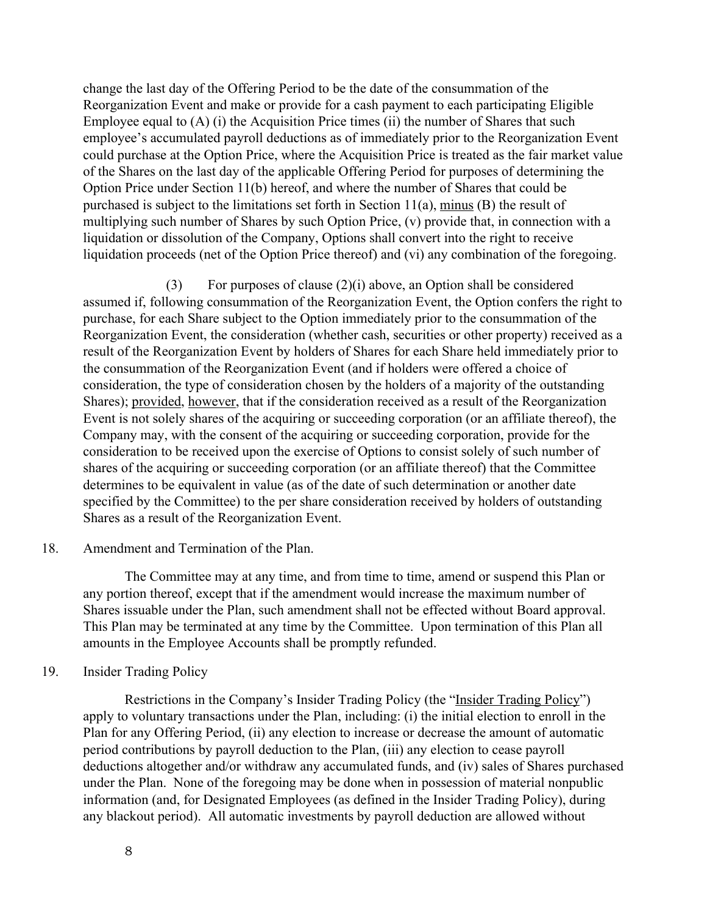change the last day of the Offering Period to be the date of the consummation of the Reorganization Event and make or provide for a cash payment to each participating Eligible Employee equal to (A) (i) the Acquisition Price times (ii) the number of Shares that such employee's accumulated payroll deductions as of immediately prior to the Reorganization Event could purchase at the Option Price, where the Acquisition Price is treated as the fair market value of the Shares on the last day of the applicable Offering Period for purposes of determining the Option Price under Section 11(b) hereof, and where the number of Shares that could be purchased is subject to the limitations set forth in Section 11(a), minus (B) the result of multiplying such number of Shares by such Option Price, (v) provide that, in connection with a liquidation or dissolution of the Company, Options shall convert into the right to receive liquidation proceeds (net of the Option Price thereof) and (vi) any combination of the foregoing.

(3) For purposes of clause (2)(i) above, an Option shall be considered assumed if, following consummation of the Reorganization Event, the Option confers the right to purchase, for each Share subject to the Option immediately prior to the consummation of the Reorganization Event, the consideration (whether cash, securities or other property) received as a result of the Reorganization Event by holders of Shares for each Share held immediately prior to the consummation of the Reorganization Event (and if holders were offered a choice of consideration, the type of consideration chosen by the holders of a majority of the outstanding Shares); provided, however, that if the consideration received as a result of the Reorganization Event is not solely shares of the acquiring or succeeding corporation (or an affiliate thereof), the Company may, with the consent of the acquiring or succeeding corporation, provide for the consideration to be received upon the exercise of Options to consist solely of such number of shares of the acquiring or succeeding corporation (or an affiliate thereof) that the Committee determines to be equivalent in value (as of the date of such determination or another date specified by the Committee) to the per share consideration received by holders of outstanding Shares as a result of the Reorganization Event.

18. Amendment and Termination of the Plan.

The Committee may at any time, and from time to time, amend or suspend this Plan or any portion thereof, except that if the amendment would increase the maximum number of Shares issuable under the Plan, such amendment shall not be effected without Board approval. This Plan may be terminated at any time by the Committee. Upon termination of this Plan all amounts in the Employee Accounts shall be promptly refunded.

19. Insider Trading Policy

Restrictions in the Company's Insider Trading Policy (the "Insider Trading Policy") apply to voluntary transactions under the Plan, including: (i) the initial election to enroll in the Plan for any Offering Period, (ii) any election to increase or decrease the amount of automatic period contributions by payroll deduction to the Plan, (iii) any election to cease payroll deductions altogether and/or withdraw any accumulated funds, and (iv) sales of Shares purchased under the Plan. None of the foregoing may be done when in possession of material nonpublic information (and, for Designated Employees (as defined in the Insider Trading Policy), during any blackout period). All automatic investments by payroll deduction are allowed without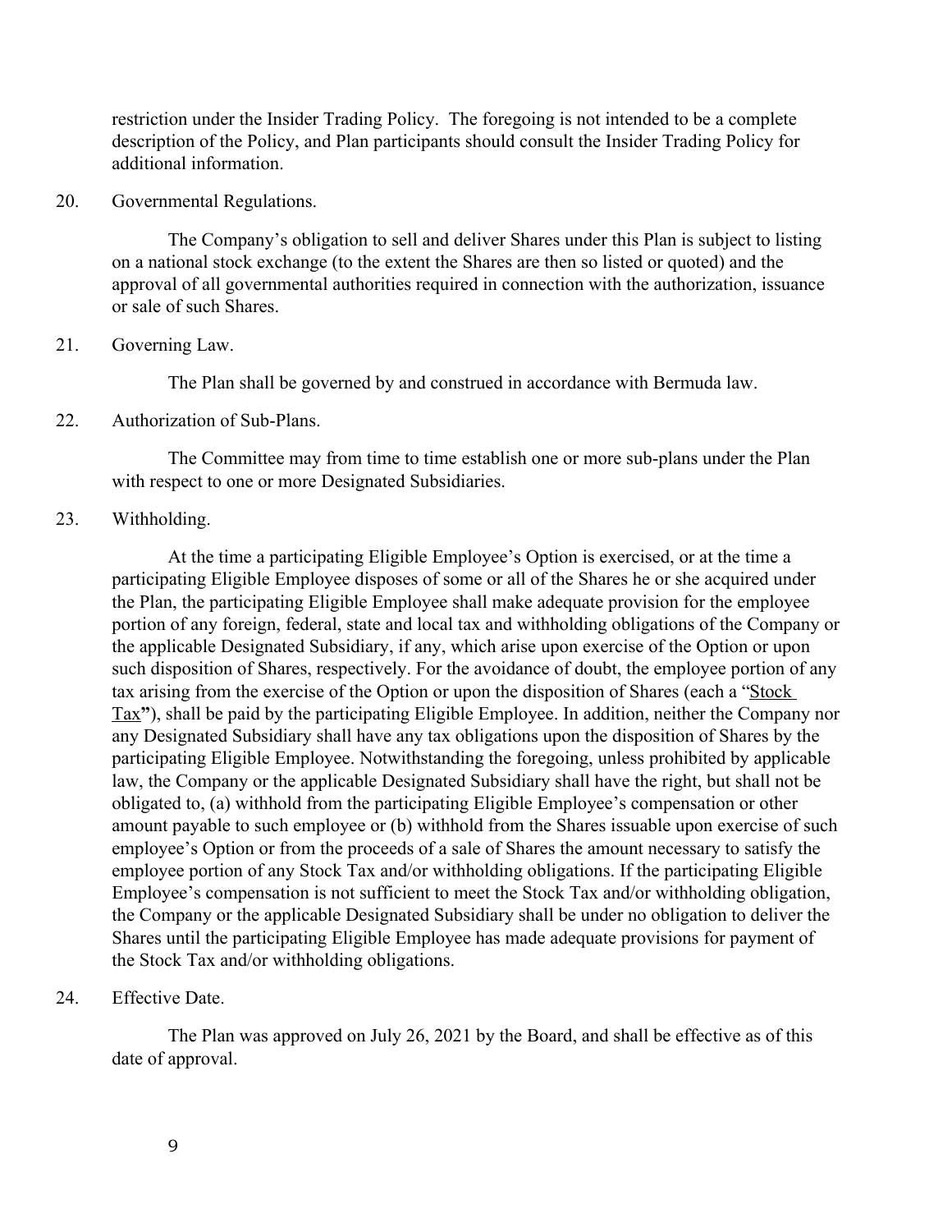restriction under the Insider Trading Policy. The foregoing is not intended to be a complete description of the Policy, and Plan participants should consult the Insider Trading Policy for additional information.

20. Governmental Regulations.

The Company's obligation to sell and deliver Shares under this Plan is subject to listing on a national stock exchange (to the extent the Shares are then so listed or quoted) and the approval of all governmental authorities required in connection with the authorization, issuance or sale of such Shares.

21. Governing Law.

The Plan shall be governed by and construed in accordance with Bermuda law.

22. Authorization of Sub-Plans.

The Committee may from time to time establish one or more sub-plans under the Plan with respect to one or more Designated Subsidiaries.

23. Withholding.

At the time a participating Eligible Employee's Option is exercised, or at the time a participating Eligible Employee disposes of some or all of the Shares he or she acquired under the Plan, the participating Eligible Employee shall make adequate provision for the employee portion of any foreign, federal, state and local tax and withholding obligations of the Company or the applicable Designated Subsidiary, if any, which arise upon exercise of the Option or upon such disposition of Shares, respectively. For the avoidance of doubt, the employee portion of any tax arising from the exercise of the Option or upon the disposition of Shares (each a "Stock Tax"), shall be paid by the participating Eligible Employee. In addition, neither the Company nor any Designated Subsidiary shall have any tax obligations upon the disposition of Shares by the participating Eligible Employee. Notwithstanding the foregoing, unless prohibited by applicable law, the Company or the applicable Designated Subsidiary shall have the right, but shall not be obligated to, (a) withhold from the participating Eligible Employee's compensation or other amount payable to such employee or (b) withhold from the Shares issuable upon exercise of such employee's Option or from the proceeds of a sale of Shares the amount necessary to satisfy the employee portion of any Stock Tax and/or withholding obligations. If the participating Eligible Employee's compensation is not sufficient to meet the Stock Tax and/or withholding obligation, the Company or the applicable Designated Subsidiary shall be under no obligation to deliver the Shares until the participating Eligible Employee has made adequate provisions for payment of the Stock Tax and/or withholding obligations.

24. Effective Date.

The Plan was approved on July 26, 2021 by the Board, and shall be effective as of this date of approval.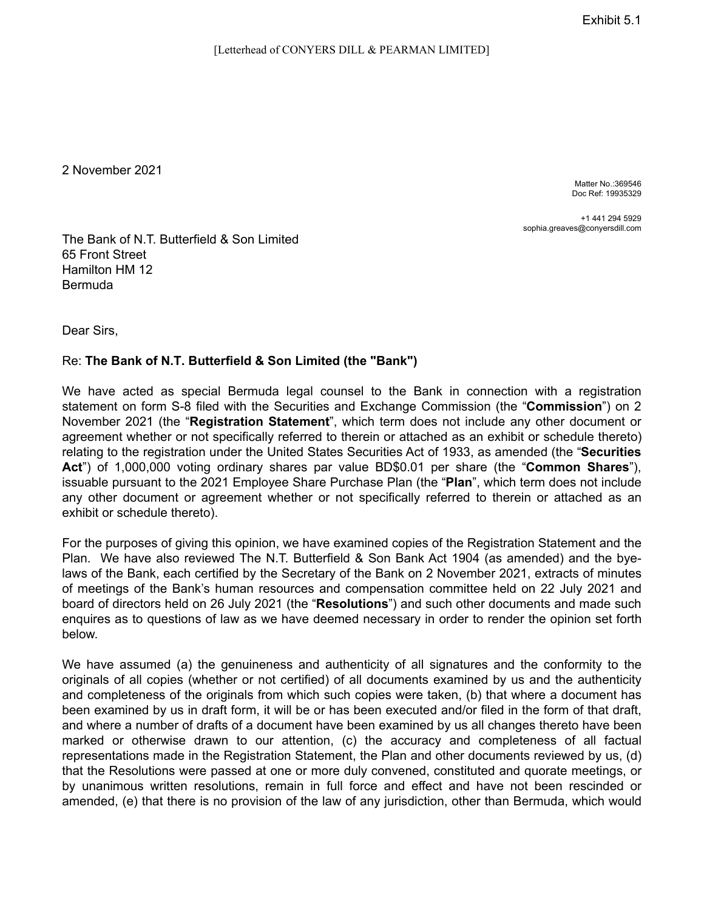Exhibit 5.1

[Letterhead of CONYERS DILL & PEARMAN LIMITED]

2 November 2021

Matter No.:369546
Doc Ref: 19935329

+1 441 294 5929
sophia.greaves@conyersdill.com

The Bank of N.T. Butterfield & Son Limited
65 Front Street
Hamilton HM 12
Bermuda

Dear Sirs,

Re: **The Bank of N.T. Butterfield & Son Limited (the "Bank")**

We have acted as special Bermuda legal counsel to the Bank in connection with a registration statement on form S-8 filed with the Securities and Exchange Commission (the "**Commission**") on 2 November 2021 (the "**Registration Statement**", which term does not include any other document or agreement whether or not specifically referred to therein or attached as an exhibit or schedule thereto) relating to the registration under the United States Securities Act of 1933, as amended (the "**Securities Act**") of 1,000,000 voting ordinary shares par value BD$0.01 per share (the "**Common Shares**"), issuable pursuant to the 2021 Employee Share Purchase Plan (the "**Plan**", which term does not include any other document or agreement whether or not specifically referred to therein or attached as an exhibit or schedule thereto).

For the purposes of giving this opinion, we have examined copies of the Registration Statement and the Plan. We have also reviewed The N.T. Butterfield & Son Bank Act 1904 (as amended) and the bye-laws of the Bank, each certified by the Secretary of the Bank on 2 November 2021, extracts of minutes of meetings of the Bank's human resources and compensation committee held on 22 July 2021 and board of directors held on 26 July 2021 (the "**Resolutions**") and such other documents and made such enquires as to questions of law as we have deemed necessary in order to render the opinion set forth below.

We have assumed (a) the genuineness and authenticity of all signatures and the conformity to the originals of all copies (whether or not certified) of all documents examined by us and the authenticity and completeness of the originals from which such copies were taken, (b) that where a document has been examined by us in draft form, it will be or has been executed and/or filed in the form of that draft, and where a number of drafts of a document have been examined by us all changes thereto have been marked or otherwise drawn to our attention, (c) the accuracy and completeness of all factual representations made in the Registration Statement, the Plan and other documents reviewed by us, (d) that the Resolutions were passed at one or more duly convened, constituted and quorate meetings, or by unanimous written resolutions, remain in full force and effect and have not been rescinded or amended, (e) that there is no provision of the law of any jurisdiction, other than Bermuda, which would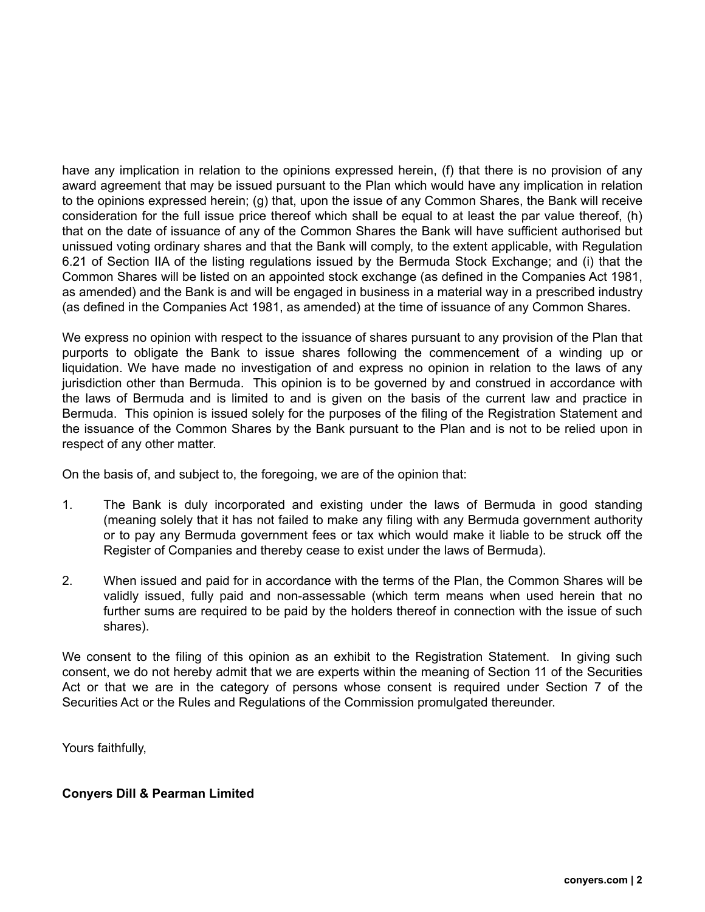have any implication in relation to the opinions expressed herein, (f) that there is no provision of any award agreement that may be issued pursuant to the Plan which would have any implication in relation to the opinions expressed herein; (g) that, upon the issue of any Common Shares, the Bank will receive consideration for the full issue price thereof which shall be equal to at least the par value thereof, (h) that on the date of issuance of any of the Common Shares the Bank will have sufficient authorised but unissued voting ordinary shares and that the Bank will comply, to the extent applicable, with Regulation 6.21 of Section IIA of the listing regulations issued by the Bermuda Stock Exchange; and (i) that the Common Shares will be listed on an appointed stock exchange (as defined in the Companies Act 1981, as amended) and the Bank is and will be engaged in business in a material way in a prescribed industry (as defined in the Companies Act 1981, as amended) at the time of issuance of any Common Shares.

We express no opinion with respect to the issuance of shares pursuant to any provision of the Plan that purports to obligate the Bank to issue shares following the commencement of a winding up or liquidation. We have made no investigation of and express no opinion in relation to the laws of any jurisdiction other than Bermuda. This opinion is to be governed by and construed in accordance with the laws of Bermuda and is limited to and is given on the basis of the current law and practice in Bermuda. This opinion is issued solely for the purposes of the filing of the Registration Statement and the issuance of the Common Shares by the Bank pursuant to the Plan and is not to be relied upon in respect of any other matter.

On the basis of, and subject to, the foregoing, we are of the opinion that:

1. The Bank is duly incorporated and existing under the laws of Bermuda in good standing (meaning solely that it has not failed to make any filing with any Bermuda government authority or to pay any Bermuda government fees or tax which would make it liable to be struck off the Register of Companies and thereby cease to exist under the laws of Bermuda).

2. When issued and paid for in accordance with the terms of the Plan, the Common Shares will be validly issued, fully paid and non-assessable (which term means when used herein that no further sums are required to be paid by the holders thereof in connection with the issue of such shares).

We consent to the filing of this opinion as an exhibit to the Registration Statement. In giving such consent, we do not hereby admit that we are experts within the meaning of Section 11 of the Securities Act or that we are in the category of persons whose consent is required under Section 7 of the Securities Act or the Rules and Regulations of the Commission promulgated thereunder.

Yours faithfully,

**Conyers Dill & Pearman Limited**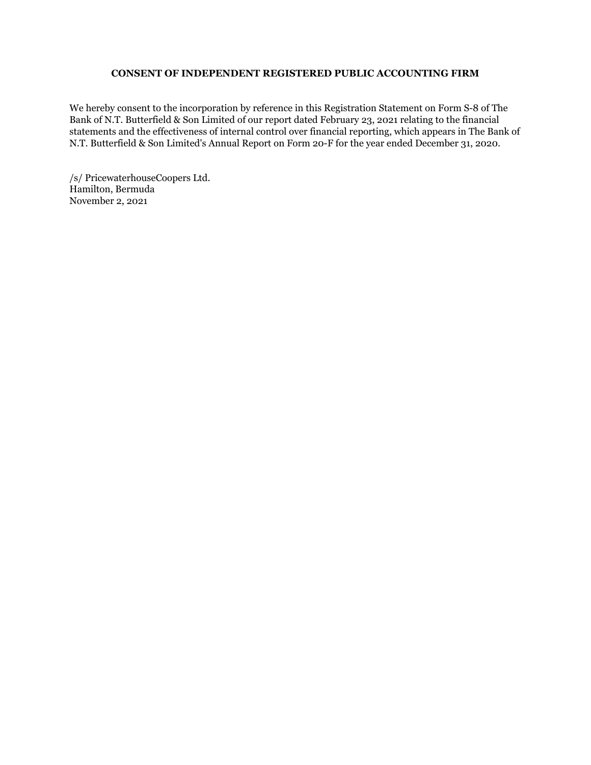## CONSENT OF INDEPENDENT REGISTERED PUBLIC ACCOUNTING FIRM

We hereby consent to the incorporation by reference in this Registration Statement on Form S-8 of The Bank of N.T. Butterfield & Son Limited of our report dated February 23, 2021 relating to the financial statements and the effectiveness of internal control over financial reporting, which appears in The Bank of N.T. Butterfield & Son Limited's Annual Report on Form 20-F for the year ended December 31, 2020.

/s/ PricewaterhouseCoopers Ltd.
Hamilton, Bermuda
November 2, 2021